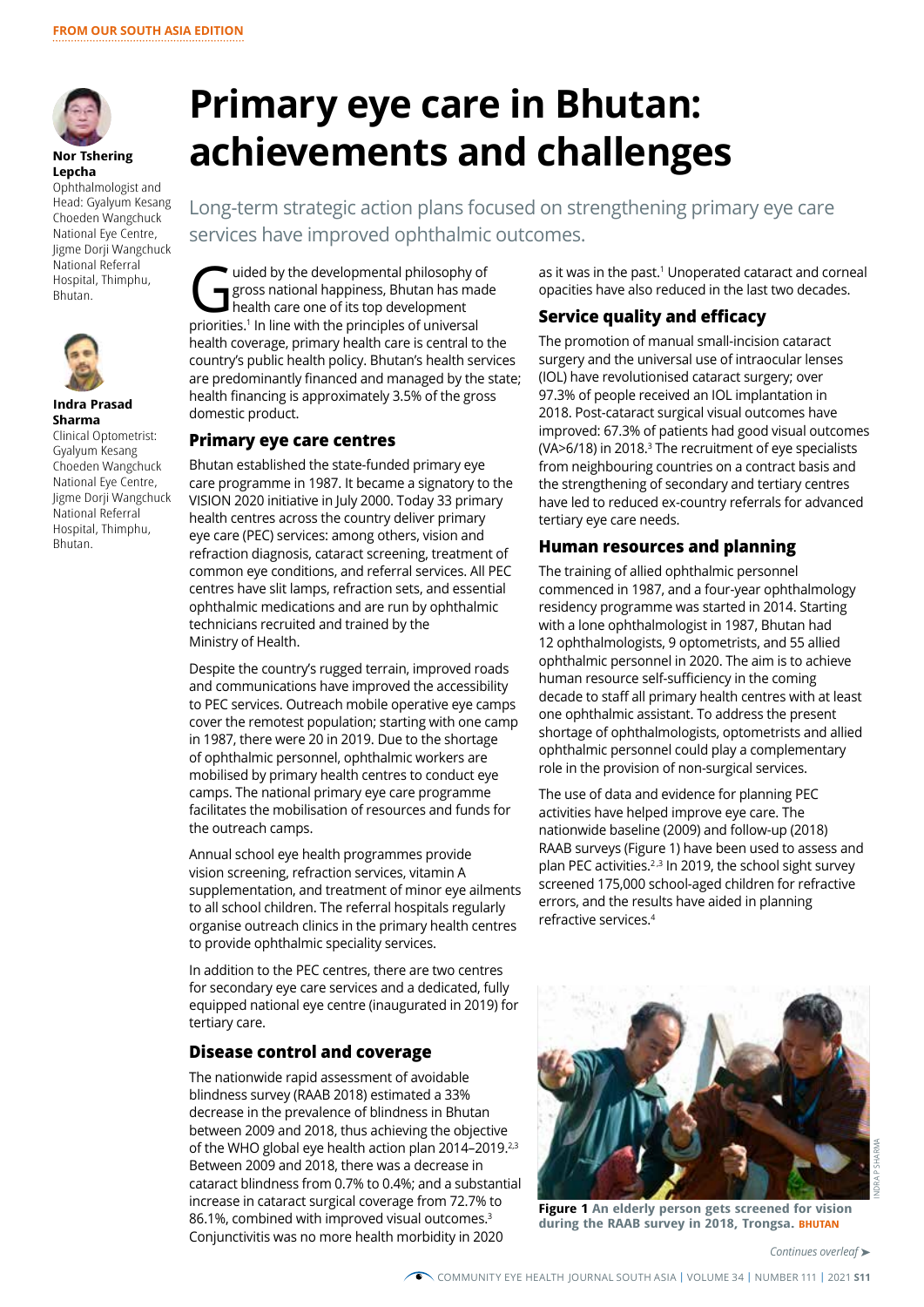FROM OUR SOUTH ASIA EDITION

**Nor Tshering Lepcha**
Ophthalmologist and Head: Gyalyum Kesang Choeden Wangchuck National Eye Centre, Jigme Dorji Wangchuck National Referral Hospital, Thimphu, Bhutan.

**Indra Prasad Sharma**
Clinical Optometrist: Gyalyum Kesang Choeden Wangchuck National Eye Centre, Jigme Dorji Wangchuck National Referral Hospital, Thimphu, Bhutan.

# Primary eye care in Bhutan: achievements and challenges

Long-term strategic action plans focused on strengthening primary eye care services have improved ophthalmic outcomes.

Guided by the developmental philosophy of gross national happiness, Bhutan has made health care one of its top development priorities.[1] In line with the principles of universal health coverage, primary health care is central to the country's public health policy. Bhutan's health services are predominantly financed and managed by the state; health financing is approximately 3.5% of the gross domestic product.

## Primary eye care centres

Bhutan established the state-funded primary eye care programme in 1987. It became a signatory to the VISION 2020 initiative in July 2000. Today 33 primary health centres across the country deliver primary eye care (PEC) services: among others, vision and refraction diagnosis, cataract screening, treatment of common eye conditions, and referral services. All PEC centres have slit lamps, refraction sets, and essential ophthalmic medications and are run by ophthalmic technicians recruited and trained by the Ministry of Health.

Despite the country's rugged terrain, improved roads and communications have improved the accessibility to PEC services. Outreach mobile operative eye camps cover the remotest population; starting with one camp in 1987, there were 20 in 2019. Due to the shortage of ophthalmic personnel, ophthalmic workers are mobilised by primary health centres to conduct eye camps. The national primary eye care programme facilitates the mobilisation of resources and funds for the outreach camps.

Annual school eye health programmes provide vision screening, refraction services, vitamin A supplementation, and treatment of minor eye ailments to all school children. The referral hospitals regularly organise outreach clinics in the primary health centres to provide ophthalmic speciality services.

In addition to the PEC centres, there are two centres for secondary eye care services and a dedicated, fully equipped national eye centre (inaugurated in 2019) for tertiary care.

## Disease control and coverage

The nationwide rapid assessment of avoidable blindness survey (RAAB 2018) estimated a 33% decrease in the prevalence of blindness in Bhutan between 2009 and 2018, thus achieving the objective of the WHO global eye health action plan 2014–2019.[2,3] Between 2009 and 2018, there was a decrease in cataract blindness from 0.7% to 0.4%; and a substantial increase in cataract surgical coverage from 72.7% to 86.1%, combined with improved visual outcomes.[3] Conjunctivitis was no more health morbidity in 2020 as it was in the past.[1] Unoperated cataract and corneal opacities have also reduced in the last two decades.

## Service quality and efficacy

The promotion of manual small-incision cataract surgery and the universal use of intraocular lenses (IOL) have revolutionised cataract surgery; over 97.3% of people received an IOL implantation in 2018. Post-cataract surgical visual outcomes have improved: 67.3% of patients had good visual outcomes (VA>6/18) in 2018.[3] The recruitment of eye specialists from neighbouring countries on a contract basis and the strengthening of secondary and tertiary centres have led to reduced ex-country referrals for advanced tertiary eye care needs.

## Human resources and planning

The training of allied ophthalmic personnel commenced in 1987, and a four-year ophthalmology residency programme was started in 2014. Starting with a lone ophthalmologist in 1987, Bhutan had 12 ophthalmologists, 9 optometrists, and 55 allied ophthalmic personnel in 2020. The aim is to achieve human resource self-sufficiency in the coming decade to staff all primary health centres with at least one ophthalmic assistant. To address the present shortage of ophthalmologists, optometrists and allied ophthalmic personnel could play a complementary role in the provision of non-surgical services.

The use of data and evidence for planning PEC activities have helped improve eye care. The nationwide baseline (2009) and follow-up (2018) RAAB surveys (Figure 1) have been used to assess and plan PEC activities.[2,3] In 2019, the school sight survey screened 175,000 school-aged children for refractive errors, and the results have aided in planning refractive services.[4]

**Figure 1** An elderly person gets screened for vision during the RAAB survey in 2018, Trongsa. BHUTAN

INDRA P SHARMA

*Continues overleaf ➤*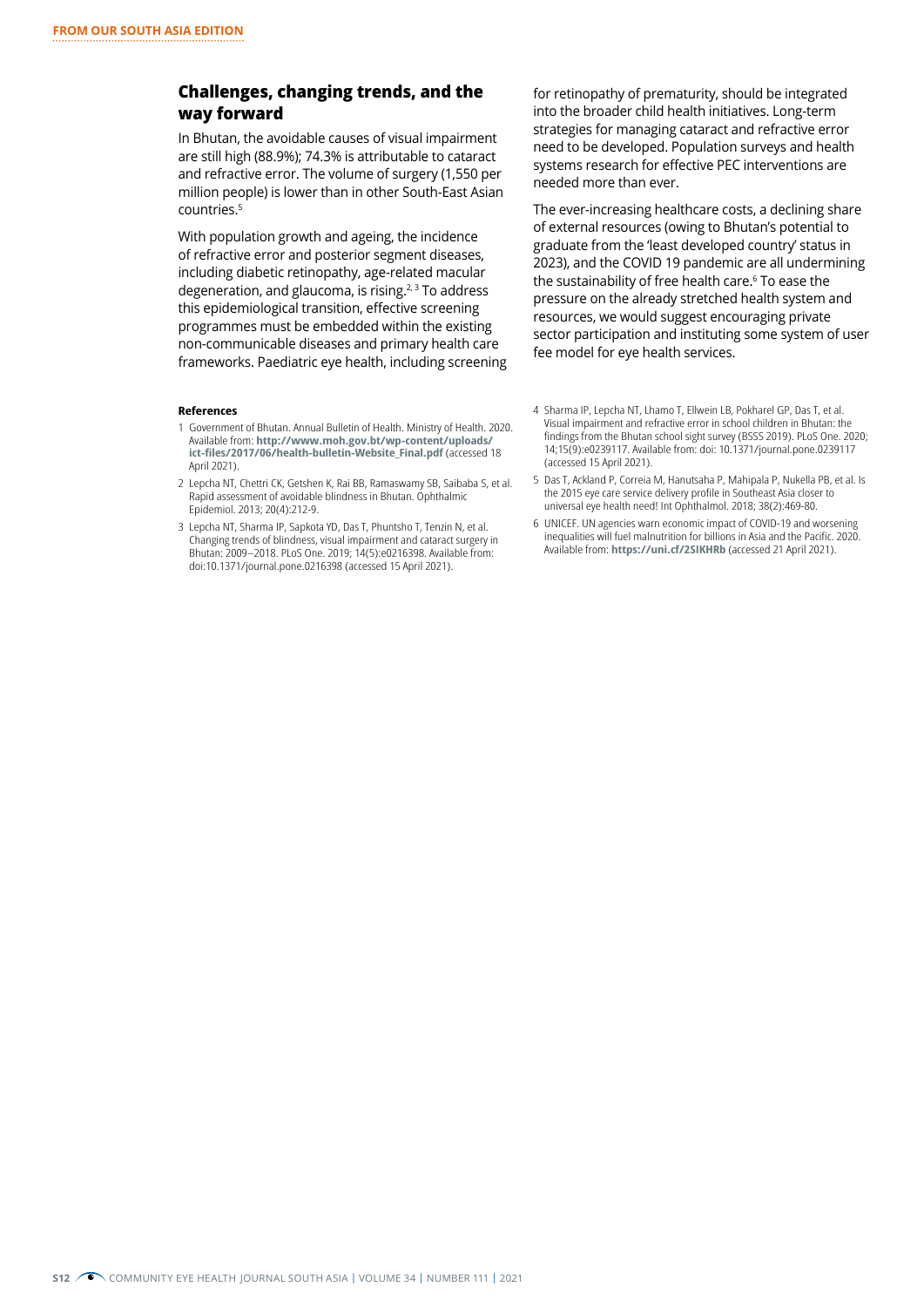## Challenges, changing trends, and the way forward

In Bhutan, the avoidable causes of visual impairment are still high (88.9%); 74.3% is attributable to cataract and refractive error. The volume of surgery (1,550 per million people) is lower than in other South-East Asian countries.[5]

With population growth and ageing, the incidence of refractive error and posterior segment diseases, including diabetic retinopathy, age-related macular degeneration, and glaucoma, is rising.[2, 3] To address this epidemiological transition, effective screening programmes must be embedded within the existing non-communicable diseases and primary health care frameworks. Paediatric eye health, including screening for retinopathy of prematurity, should be integrated into the broader child health initiatives. Long-term strategies for managing cataract and refractive error need to be developed. Population surveys and health systems research for effective PEC interventions are needed more than ever.

The ever-increasing healthcare costs, a declining share of external resources (owing to Bhutan's potential to graduate from the 'least developed country' status in 2023), and the COVID 19 pandemic are all undermining the sustainability of free health care.[6] To ease the pressure on the already stretched health system and resources, we would suggest encouraging private sector participation and instituting some system of user fee model for eye health services.

#### References

1. Government of Bhutan. Annual Bulletin of Health. Ministry of Health. 2020. Available from: **http://www.moh.gov.bt/wp-content/uploads/ict-files/2017/06/health-bulletin-Website_Final.pdf** (accessed 18 April 2021).
2. Lepcha NT, Chettri CK, Getshen K, Rai BB, Ramaswamy SB, Saibaba S, et al. Rapid assessment of avoidable blindness in Bhutan. Ophthalmic Epidemiol. 2013; 20(4):212-9.
3. Lepcha NT, Sharma IP, Sapkota YD, Das T, Phuntsho T, Tenzin N, et al. Changing trends of blindness, visual impairment and cataract surgery in Bhutan: 2009–2018. PLoS One. 2019; 14(5):e0216398. Available from: doi:10.1371/journal.pone.0216398 (accessed 15 April 2021).
4. Sharma IP, Lepcha NT, Lhamo T, Ellwein LB, Pokharel GP, Das T, et al. Visual impairment and refractive error in school children in Bhutan: the findings from the Bhutan school sight survey (BSSS 2019). PLoS One. 2020; 14;15(9):e0239117. Available from: doi: 10.1371/journal.pone.0239117 (accessed 15 April 2021).
5. Das T, Ackland P, Correia M, Hanutsaha P, Mahipala P, Nukella PB, et al. Is the 2015 eye care service delivery profile in Southeast Asia closer to universal eye health need! Int Ophthalmol. 2018; 38(2):469-80.
6. UNICEF. UN agencies warn economic impact of COVID-19 and worsening inequalities will fuel malnutrition for billions in Asia and the Pacific. 2020. Available from: **https://uni.cf/2SIKHRb** (accessed 21 April 2021).